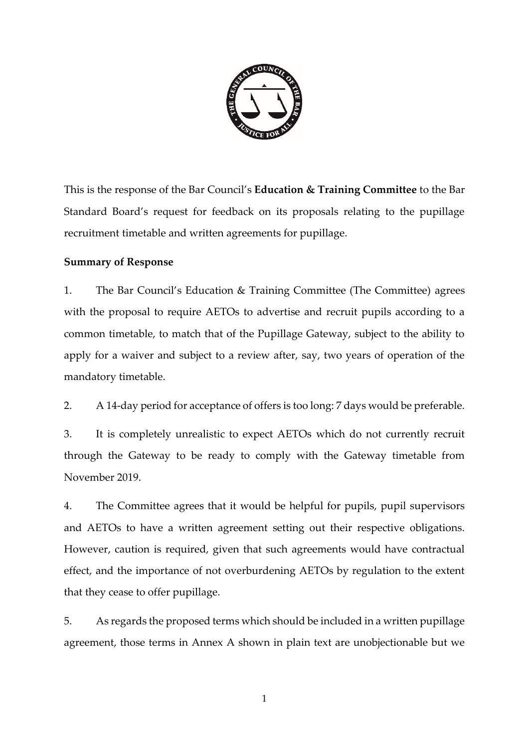This is the response of the Bar Council's **Education & Training Committee** to the Bar Standard Board's request for feedback on its proposals relating to the pupillage recruitment timetable and written agreements for pupillage.

**Summary of Response**

1. The Bar Council's Education & Training Committee (The Committee) agrees with the proposal to require AETOs to advertise and recruit pupils according to a common timetable, to match that of the Pupillage Gateway, subject to the ability to apply for a waiver and subject to a review after, say, two years of operation of the mandatory timetable.

2. A 14-day period for acceptance of offers is too long: 7 days would be preferable.

3. It is completely unrealistic to expect AETOs which do not currently recruit through the Gateway to be ready to comply with the Gateway timetable from November 2019.

4. The Committee agrees that it would be helpful for pupils, pupil supervisors and AETOs to have a written agreement setting out their respective obligations. However, caution is required, given that such agreements would have contractual effect, and the importance of not overburdening AETOs by regulation to the extent that they cease to offer pupillage.

5. As regards the proposed terms which should be included in a written pupillage agreement, those terms in Annex A shown in plain text are unobjectionable but we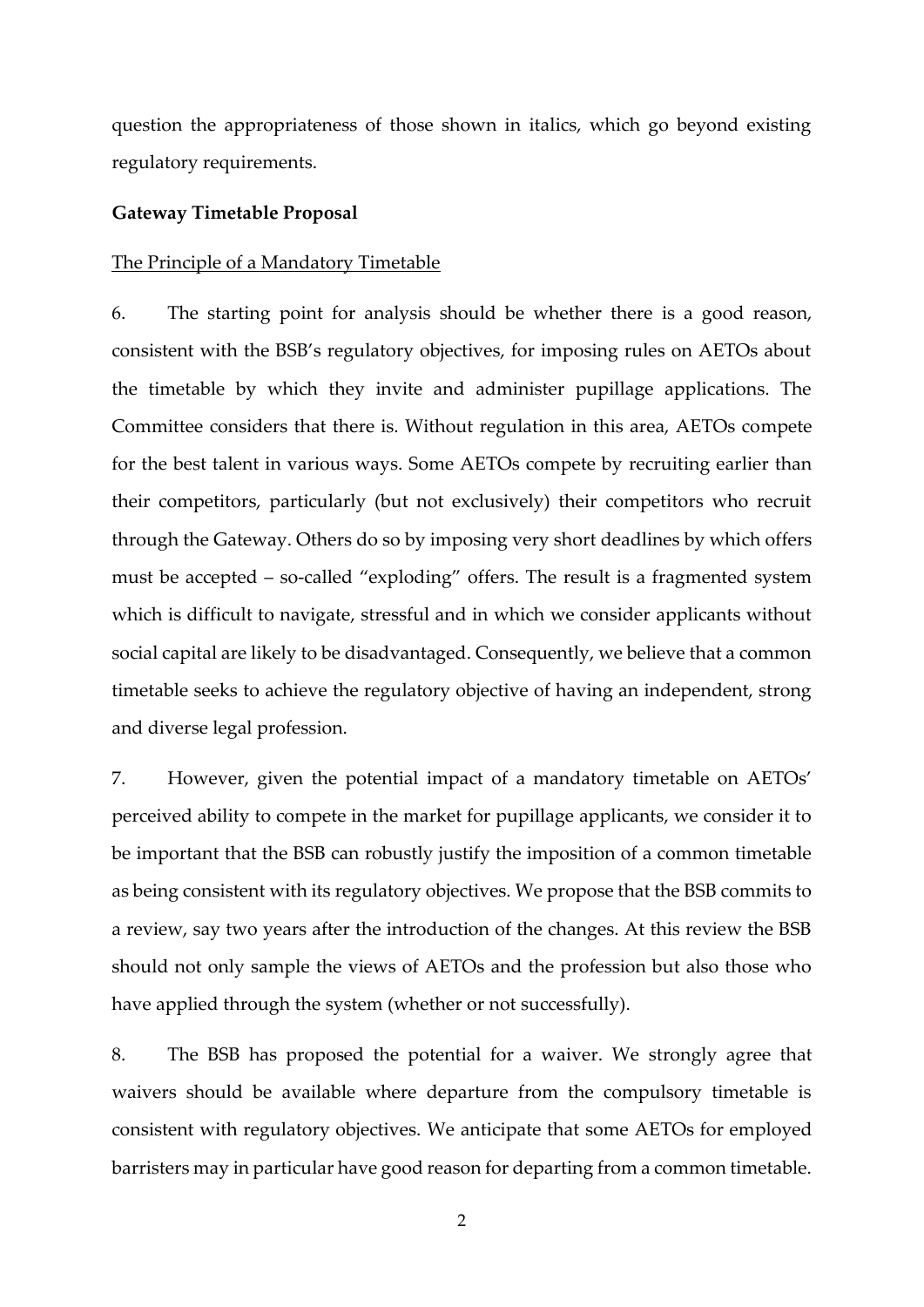question the appropriateness of those shown in italics, which go beyond existing regulatory requirements.

**Gateway Timetable Proposal**

The Principle of a Mandatory Timetable

6. The starting point for analysis should be whether there is a good reason, consistent with the BSB's regulatory objectives, for imposing rules on AETOs about the timetable by which they invite and administer pupillage applications. The Committee considers that there is. Without regulation in this area, AETOs compete for the best talent in various ways. Some AETOs compete by recruiting earlier than their competitors, particularly (but not exclusively) their competitors who recruit through the Gateway. Others do so by imposing very short deadlines by which offers must be accepted – so-called "exploding" offers. The result is a fragmented system which is difficult to navigate, stressful and in which we consider applicants without social capital are likely to be disadvantaged. Consequently, we believe that a common timetable seeks to achieve the regulatory objective of having an independent, strong and diverse legal profession.

7. However, given the potential impact of a mandatory timetable on AETOs' perceived ability to compete in the market for pupillage applicants, we consider it to be important that the BSB can robustly justify the imposition of a common timetable as being consistent with its regulatory objectives. We propose that the BSB commits to a review, say two years after the introduction of the changes. At this review the BSB should not only sample the views of AETOs and the profession but also those who have applied through the system (whether or not successfully).

8. The BSB has proposed the potential for a waiver. We strongly agree that waivers should be available where departure from the compulsory timetable is consistent with regulatory objectives. We anticipate that some AETOs for employed barristers may in particular have good reason for departing from a common timetable.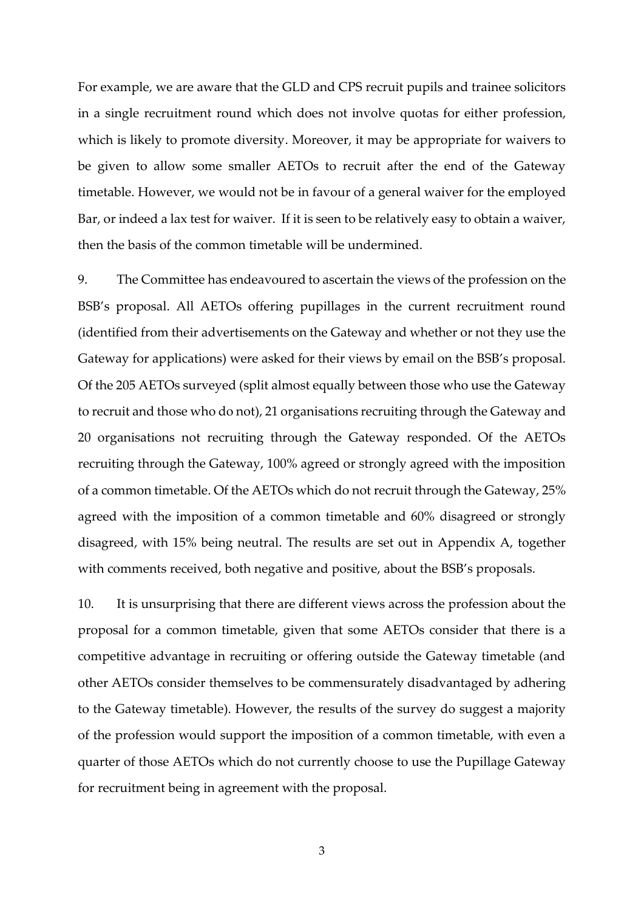For example, we are aware that the GLD and CPS recruit pupils and trainee solicitors in a single recruitment round which does not involve quotas for either profession, which is likely to promote diversity. Moreover, it may be appropriate for waivers to be given to allow some smaller AETOs to recruit after the end of the Gateway timetable. However, we would not be in favour of a general waiver for the employed Bar, or indeed a lax test for waiver. If it is seen to be relatively easy to obtain a waiver, then the basis of the common timetable will be undermined.

9. The Committee has endeavoured to ascertain the views of the profession on the BSB's proposal. All AETOs offering pupillages in the current recruitment round (identified from their advertisements on the Gateway and whether or not they use the Gateway for applications) were asked for their views by email on the BSB's proposal. Of the 205 AETOs surveyed (split almost equally between those who use the Gateway to recruit and those who do not), 21 organisations recruiting through the Gateway and 20 organisations not recruiting through the Gateway responded. Of the AETOs recruiting through the Gateway, 100% agreed or strongly agreed with the imposition of a common timetable. Of the AETOs which do not recruit through the Gateway, 25% agreed with the imposition of a common timetable and 60% disagreed or strongly disagreed, with 15% being neutral. The results are set out in Appendix A, together with comments received, both negative and positive, about the BSB's proposals.

10. It is unsurprising that there are different views across the profession about the proposal for a common timetable, given that some AETOs consider that there is a competitive advantage in recruiting or offering outside the Gateway timetable (and other AETOs consider themselves to be commensurately disadvantaged by adhering to the Gateway timetable). However, the results of the survey do suggest a majority of the profession would support the imposition of a common timetable, with even a quarter of those AETOs which do not currently choose to use the Pupillage Gateway for recruitment being in agreement with the proposal.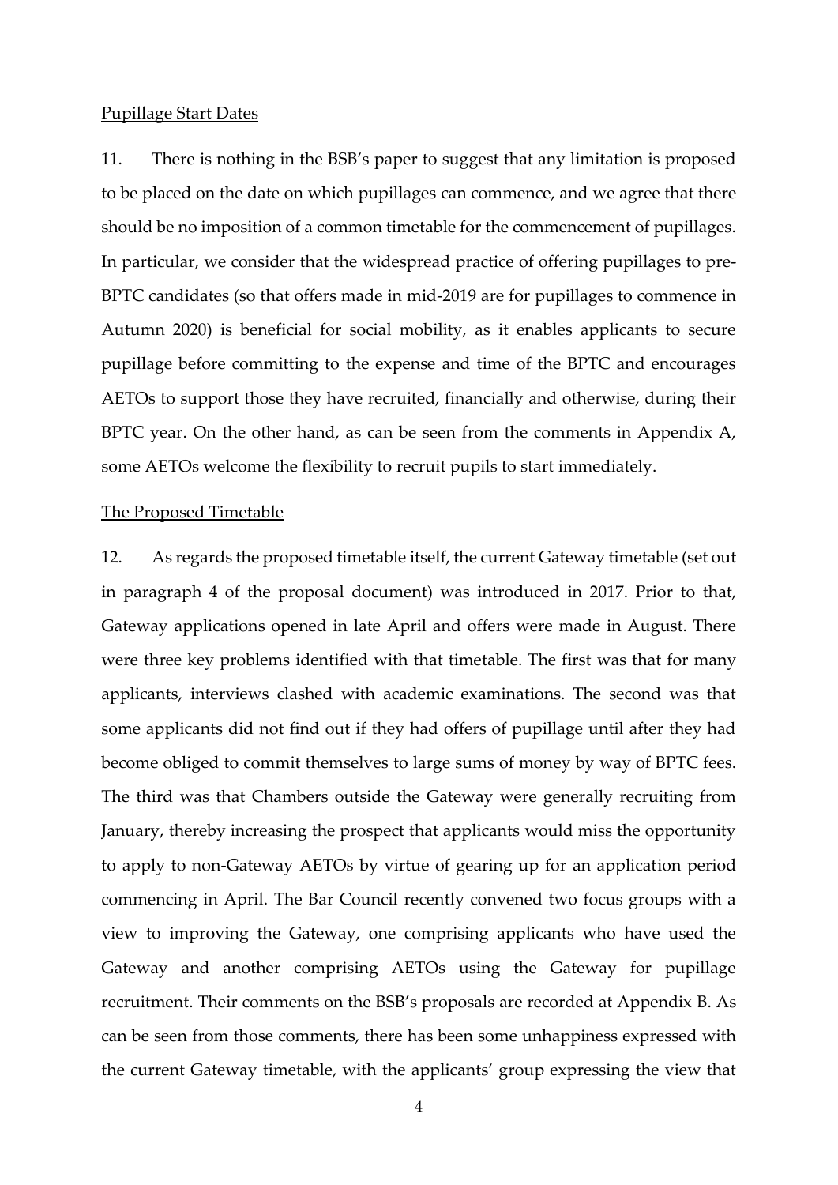Pupillage Start Dates

11. There is nothing in the BSB's paper to suggest that any limitation is proposed to be placed on the date on which pupillages can commence, and we agree that there should be no imposition of a common timetable for the commencement of pupillages. In particular, we consider that the widespread practice of offering pupillages to pre-BPTC candidates (so that offers made in mid-2019 are for pupillages to commence in Autumn 2020) is beneficial for social mobility, as it enables applicants to secure pupillage before committing to the expense and time of the BPTC and encourages AETOs to support those they have recruited, financially and otherwise, during their BPTC year. On the other hand, as can be seen from the comments in Appendix A, some AETOs welcome the flexibility to recruit pupils to start immediately.

The Proposed Timetable

12. As regards the proposed timetable itself, the current Gateway timetable (set out in paragraph 4 of the proposal document) was introduced in 2017. Prior to that, Gateway applications opened in late April and offers were made in August. There were three key problems identified with that timetable. The first was that for many applicants, interviews clashed with academic examinations. The second was that some applicants did not find out if they had offers of pupillage until after they had become obliged to commit themselves to large sums of money by way of BPTC fees. The third was that Chambers outside the Gateway were generally recruiting from January, thereby increasing the prospect that applicants would miss the opportunity to apply to non-Gateway AETOs by virtue of gearing up for an application period commencing in April. The Bar Council recently convened two focus groups with a view to improving the Gateway, one comprising applicants who have used the Gateway and another comprising AETOs using the Gateway for pupillage recruitment. Their comments on the BSB's proposals are recorded at Appendix B. As can be seen from those comments, there has been some unhappiness expressed with the current Gateway timetable, with the applicants' group expressing the view that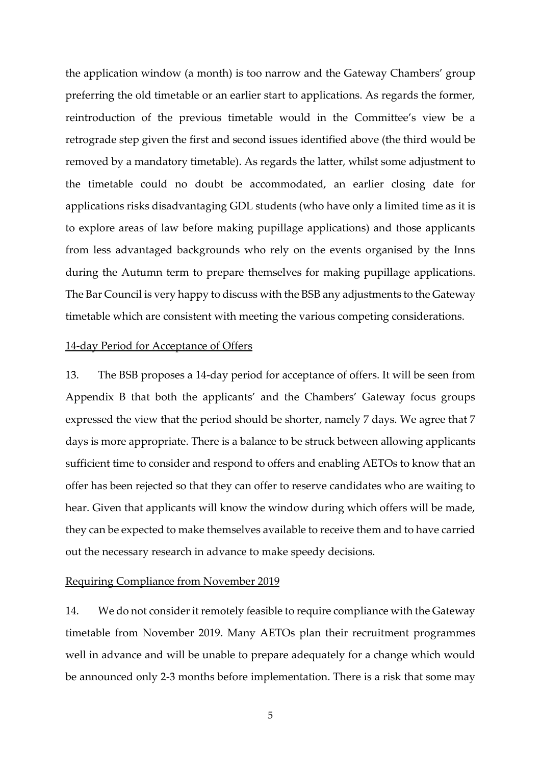the application window (a month) is too narrow and the Gateway Chambers' group preferring the old timetable or an earlier start to applications. As regards the former, reintroduction of the previous timetable would in the Committee's view be a retrograde step given the first and second issues identified above (the third would be removed by a mandatory timetable). As regards the latter, whilst some adjustment to the timetable could no doubt be accommodated, an earlier closing date for applications risks disadvantaging GDL students (who have only a limited time as it is to explore areas of law before making pupillage applications) and those applicants from less advantaged backgrounds who rely on the events organised by the Inns during the Autumn term to prepare themselves for making pupillage applications. The Bar Council is very happy to discuss with the BSB any adjustments to the Gateway timetable which are consistent with meeting the various competing considerations.

<u>14-day Period for Acceptance of Offers</u>

13. The BSB proposes a 14-day period for acceptance of offers. It will be seen from Appendix B that both the applicants' and the Chambers' Gateway focus groups expressed the view that the period should be shorter, namely 7 days. We agree that 7 days is more appropriate. There is a balance to be struck between allowing applicants sufficient time to consider and respond to offers and enabling AETOs to know that an offer has been rejected so that they can offer to reserve candidates who are waiting to hear. Given that applicants will know the window during which offers will be made, they can be expected to make themselves available to receive them and to have carried out the necessary research in advance to make speedy decisions.

<u>Requiring Compliance from November 2019</u>

14. We do not consider it remotely feasible to require compliance with the Gateway timetable from November 2019. Many AETOs plan their recruitment programmes well in advance and will be unable to prepare adequately for a change which would be announced only 2-3 months before implementation. There is a risk that some may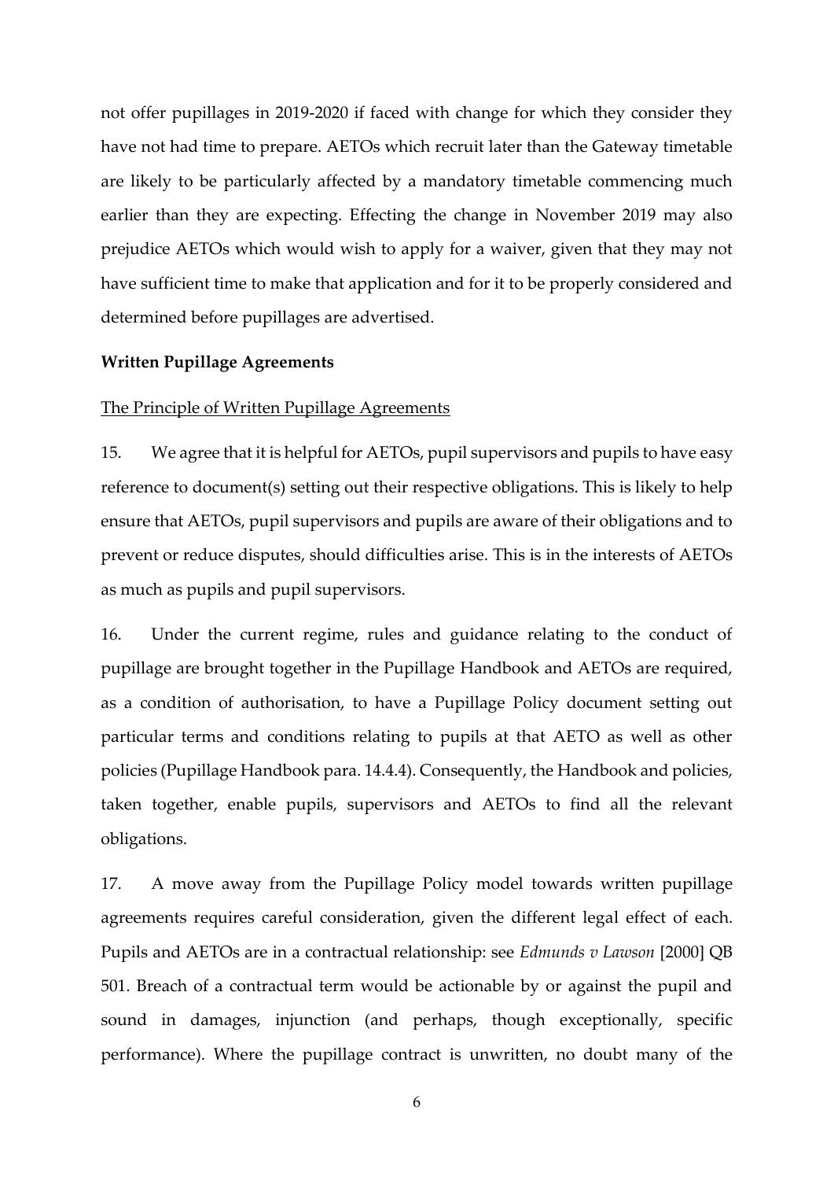not offer pupillages in 2019-2020 if faced with change for which they consider they have not had time to prepare. AETOs which recruit later than the Gateway timetable are likely to be particularly affected by a mandatory timetable commencing much earlier than they are expecting. Effecting the change in November 2019 may also prejudice AETOs which would wish to apply for a waiver, given that they may not have sufficient time to make that application and for it to be properly considered and determined before pupillages are advertised.

**Written Pupillage Agreements**

<u>The Principle of Written Pupillage Agreements</u>

15. We agree that it is helpful for AETOs, pupil supervisors and pupils to have easy reference to document(s) setting out their respective obligations. This is likely to help ensure that AETOs, pupil supervisors and pupils are aware of their obligations and to prevent or reduce disputes, should difficulties arise. This is in the interests of AETOs as much as pupils and pupil supervisors.

16. Under the current regime, rules and guidance relating to the conduct of pupillage are brought together in the Pupillage Handbook and AETOs are required, as a condition of authorisation, to have a Pupillage Policy document setting out particular terms and conditions relating to pupils at that AETO as well as other policies (Pupillage Handbook para. 14.4.4). Consequently, the Handbook and policies, taken together, enable pupils, supervisors and AETOs to find all the relevant obligations.

17. A move away from the Pupillage Policy model towards written pupillage agreements requires careful consideration, given the different legal effect of each. Pupils and AETOs are in a contractual relationship: see *Edmunds v Lawson* [2000] QB 501. Breach of a contractual term would be actionable by or against the pupil and sound in damages, injunction (and perhaps, though exceptionally, specific performance). Where the pupillage contract is unwritten, no doubt many of the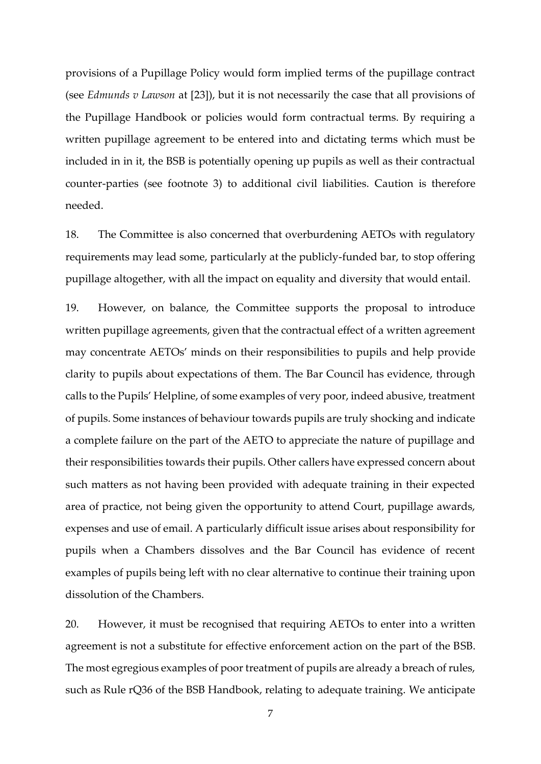provisions of a Pupillage Policy would form implied terms of the pupillage contract (see *Edmunds v Lawson* at [23]), but it is not necessarily the case that all provisions of the Pupillage Handbook or policies would form contractual terms. By requiring a written pupillage agreement to be entered into and dictating terms which must be included in in it, the BSB is potentially opening up pupils as well as their contractual counter-parties (see footnote 3) to additional civil liabilities. Caution is therefore needed.

18. The Committee is also concerned that overburdening AETOs with regulatory requirements may lead some, particularly at the publicly-funded bar, to stop offering pupillage altogether, with all the impact on equality and diversity that would entail.

19. However, on balance, the Committee supports the proposal to introduce written pupillage agreements, given that the contractual effect of a written agreement may concentrate AETOs' minds on their responsibilities to pupils and help provide clarity to pupils about expectations of them. The Bar Council has evidence, through calls to the Pupils' Helpline, of some examples of very poor, indeed abusive, treatment of pupils. Some instances of behaviour towards pupils are truly shocking and indicate a complete failure on the part of the AETO to appreciate the nature of pupillage and their responsibilities towards their pupils. Other callers have expressed concern about such matters as not having been provided with adequate training in their expected area of practice, not being given the opportunity to attend Court, pupillage awards, expenses and use of email. A particularly difficult issue arises about responsibility for pupils when a Chambers dissolves and the Bar Council has evidence of recent examples of pupils being left with no clear alternative to continue their training upon dissolution of the Chambers.

20. However, it must be recognised that requiring AETOs to enter into a written agreement is not a substitute for effective enforcement action on the part of the BSB. The most egregious examples of poor treatment of pupils are already a breach of rules, such as Rule rQ36 of the BSB Handbook, relating to adequate training. We anticipate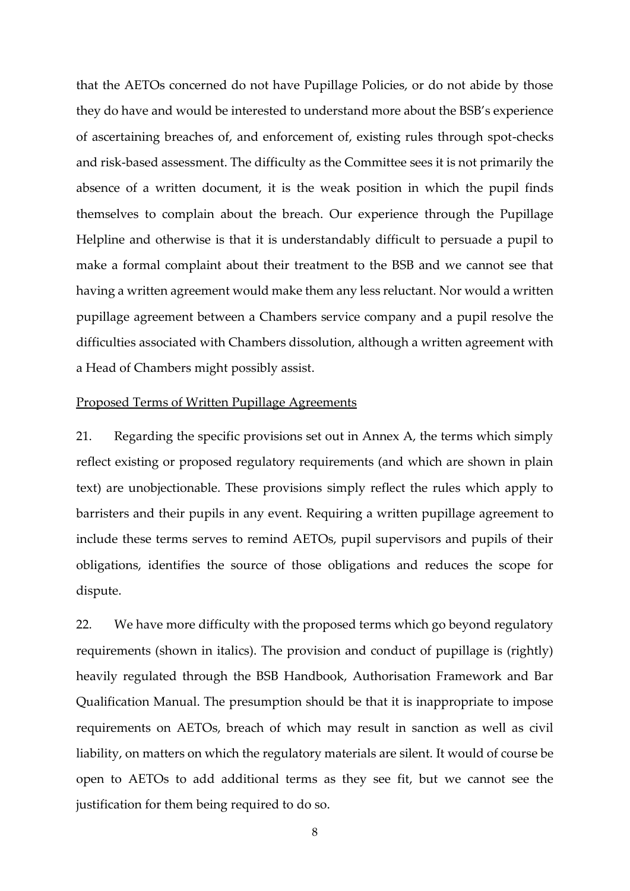that the AETOs concerned do not have Pupillage Policies, or do not abide by those they do have and would be interested to understand more about the BSB's experience of ascertaining breaches of, and enforcement of, existing rules through spot-checks and risk-based assessment. The difficulty as the Committee sees it is not primarily the absence of a written document, it is the weak position in which the pupil finds themselves to complain about the breach. Our experience through the Pupillage Helpline and otherwise is that it is understandably difficult to persuade a pupil to make a formal complaint about their treatment to the BSB and we cannot see that having a written agreement would make them any less reluctant. Nor would a written pupillage agreement between a Chambers service company and a pupil resolve the difficulties associated with Chambers dissolution, although a written agreement with a Head of Chambers might possibly assist.

<u>Proposed Terms of Written Pupillage Agreements</u>

21. Regarding the specific provisions set out in Annex A, the terms which simply reflect existing or proposed regulatory requirements (and which are shown in plain text) are unobjectionable. These provisions simply reflect the rules which apply to barristers and their pupils in any event. Requiring a written pupillage agreement to include these terms serves to remind AETOs, pupil supervisors and pupils of their obligations, identifies the source of those obligations and reduces the scope for dispute.

22. We have more difficulty with the proposed terms which go beyond regulatory requirements (shown in italics). The provision and conduct of pupillage is (rightly) heavily regulated through the BSB Handbook, Authorisation Framework and Bar Qualification Manual. The presumption should be that it is inappropriate to impose requirements on AETOs, breach of which may result in sanction as well as civil liability, on matters on which the regulatory materials are silent. It would of course be open to AETOs to add additional terms as they see fit, but we cannot see the justification for them being required to do so.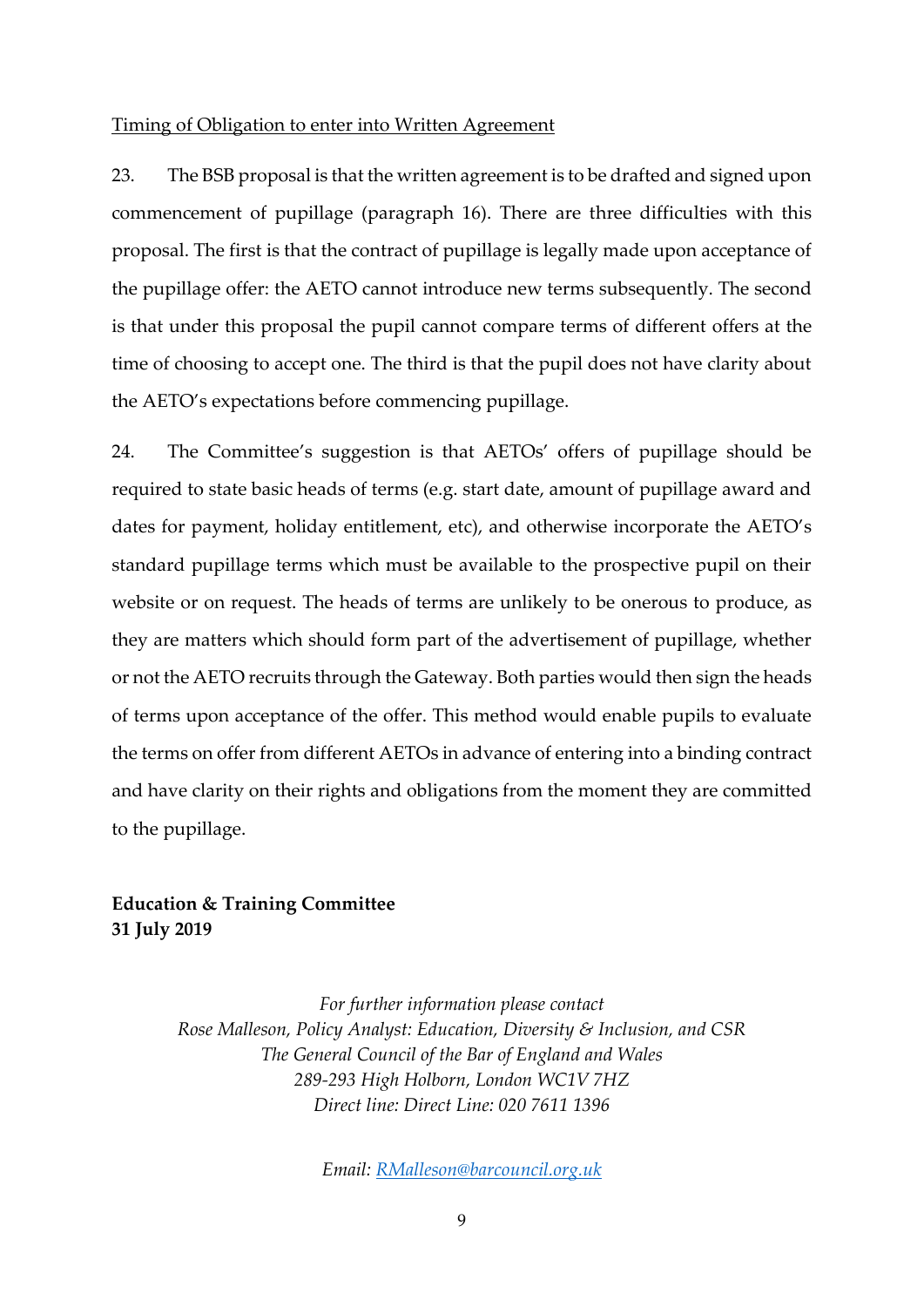Timing of Obligation to enter into Written Agreement

23. The BSB proposal is that the written agreement is to be drafted and signed upon commencement of pupillage (paragraph 16). There are three difficulties with this proposal. The first is that the contract of pupillage is legally made upon acceptance of the pupillage offer: the AETO cannot introduce new terms subsequently. The second is that under this proposal the pupil cannot compare terms of different offers at the time of choosing to accept one. The third is that the pupil does not have clarity about the AETO's expectations before commencing pupillage.

24. The Committee's suggestion is that AETOs' offers of pupillage should be required to state basic heads of terms (e.g. start date, amount of pupillage award and dates for payment, holiday entitlement, etc), and otherwise incorporate the AETO's standard pupillage terms which must be available to the prospective pupil on their website or on request. The heads of terms are unlikely to be onerous to produce, as they are matters which should form part of the advertisement of pupillage, whether or not the AETO recruits through the Gateway. Both parties would then sign the heads of terms upon acceptance of the offer. This method would enable pupils to evaluate the terms on offer from different AETOs in advance of entering into a binding contract and have clarity on their rights and obligations from the moment they are committed to the pupillage.

**Education & Training Committee**
**31 July 2019**

*For further information please contact*
*Rose Malleson, Policy Analyst: Education, Diversity & Inclusion, and CSR*
*The General Council of the Bar of England and Wales*
*289-293 High Holborn, London WC1V 7HZ*
*Direct line: Direct Line: 020 7611 1396*

*Email: RMalleson@barcouncil.org.uk*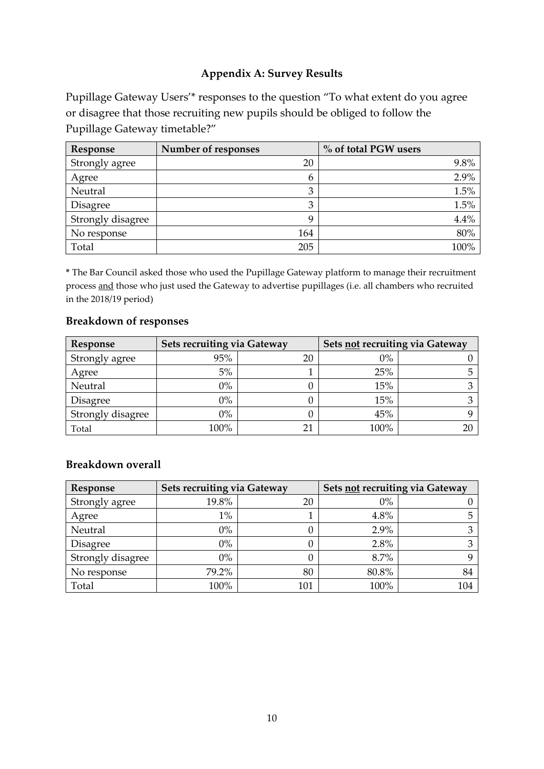### Appendix A: Survey Results

Pupillage Gateway Users'* responses to the question "To what extent do you agree or disagree that those recruiting new pupils should be obliged to follow the Pupillage Gateway timetable?"

| Response | Number of responses | % of total PGW users |
|---|---|---|
| Strongly agree | 20 | 9.8% |
| Agree | 6 | 2.9% |
| Neutral | 3 | 1.5% |
| Disagree | 3 | 1.5% |
| Strongly disagree | 9 | 4.4% |
| No response | 164 | 80% |
| Total | 205 | 100% |

* The Bar Council asked those who used the Pupillage Gateway platform to manage their recruitment process and those who just used the Gateway to advertise pupillages (i.e. all chambers who recruited in the 2018/19 period)

#### Breakdown of responses

| Response | Sets recruiting via Gateway | | Sets not recruiting via Gateway | |
|---|---|---|---|---|
| Strongly agree | 95% | 20 | 0% | 0 |
| Agree | 5% | 1 | 25% | 5 |
| Neutral | 0% | 0 | 15% | 3 |
| Disagree | 0% | 0 | 15% | 3 |
| Strongly disagree | 0% | 0 | 45% | 9 |
| Total | 100% | 21 | 100% | 20 |

#### Breakdown overall

| Response | Sets recruiting via Gateway | | Sets not recruiting via Gateway | |
|---|---|---|---|---|
| Strongly agree | 19.8% | 20 | 0% | 0 |
| Agree | 1% | 1 | 4.8% | 5 |
| Neutral | 0% | 0 | 2.9% | 3 |
| Disagree | 0% | 0 | 2.8% | 3 |
| Strongly disagree | 0% | 0 | 8.7% | 9 |
| No response | 79.2% | 80 | 80.8% | 84 |
| Total | 100% | 101 | 100% | 104 |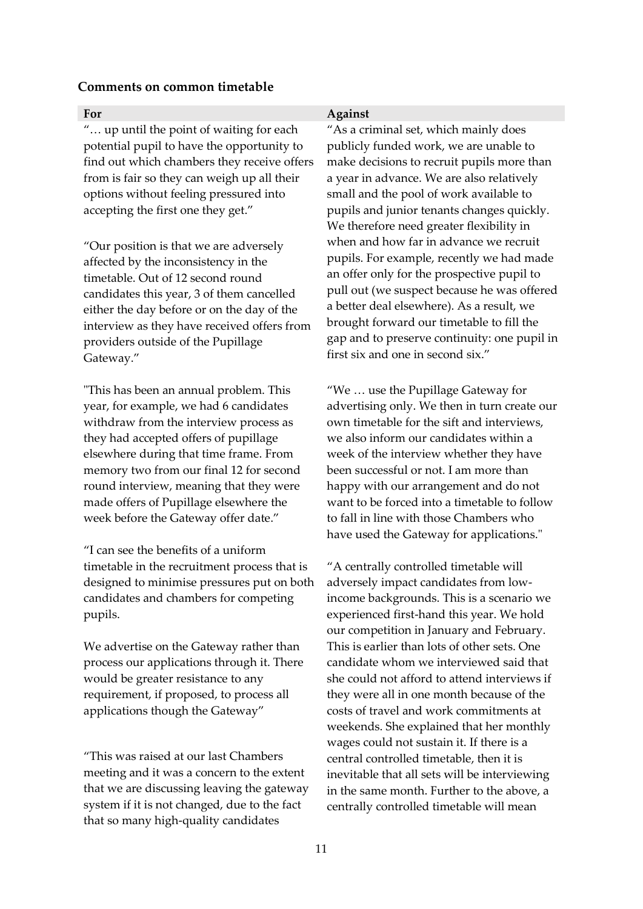### Comments on common timetable

| For | Against |
| --- | --- |
| "… up until the point of waiting for each potential pupil to have the opportunity to find out which chambers they receive offers from is fair so they can weigh up all their options without feeling pressured into accepting the first one they get." | "As a criminal set, which mainly does publicly funded work, we are unable to make decisions to recruit pupils more than a year in advance. We are also relatively small and the pool of work available to pupils and junior tenants changes quickly. We therefore need greater flexibility in when and how far in advance we recruit pupils. For example, recently we had made an offer only for the prospective pupil to pull out (we suspect because he was offered a better deal elsewhere). As a result, we brought forward our timetable to fill the gap and to preserve continuity: one pupil in first six and one in second six." |
| "Our position is that we are adversely affected by the inconsistency in the timetable. Out of 12 second round candidates this year, 3 of them cancelled either the day before or on the day of the interview as they have received offers from providers outside of the Pupillage Gateway." | "We … use the Pupillage Gateway for advertising only. We then in turn create our own timetable for the sift and interviews, we also inform our candidates within a week of the interview whether they have been successful or not. I am more than happy with our arrangement and do not want to be forced into a timetable to follow to fall in line with those Chambers who have used the Gateway for applications." |
| "This has been an annual problem. This year, for example, we had 6 candidates withdraw from the interview process as they had accepted offers of pupillage elsewhere during that time frame. From memory two from our final 12 for second round interview, meaning that they were made offers of Pupillage elsewhere the week before the Gateway offer date." | "A centrally controlled timetable will adversely impact candidates from low-income backgrounds. This is a scenario we experienced first-hand this year. We hold our competition in January and February. This is earlier than lots of other sets. One candidate whom we interviewed said that she could not afford to attend interviews if they were all in one month because of the costs of travel and work commitments at weekends. She explained that her monthly wages could not sustain it. If there is a central controlled timetable, then it is inevitable that all sets will be interviewing in the same month. Further to the above, a centrally controlled timetable will mean |
| "I can see the benefits of a uniform timetable in the recruitment process that is designed to minimise pressures put on both candidates and chambers for competing pupils.<br><br>We advertise on the Gateway rather than process our applications through it. There would be greater resistance to any requirement, if proposed, to process all applications though the Gateway" | |
| "This was raised at our last Chambers meeting and it was a concern to the extent that we are discussing leaving the gateway system if it is not changed, due to the fact that so many high-quality candidates | |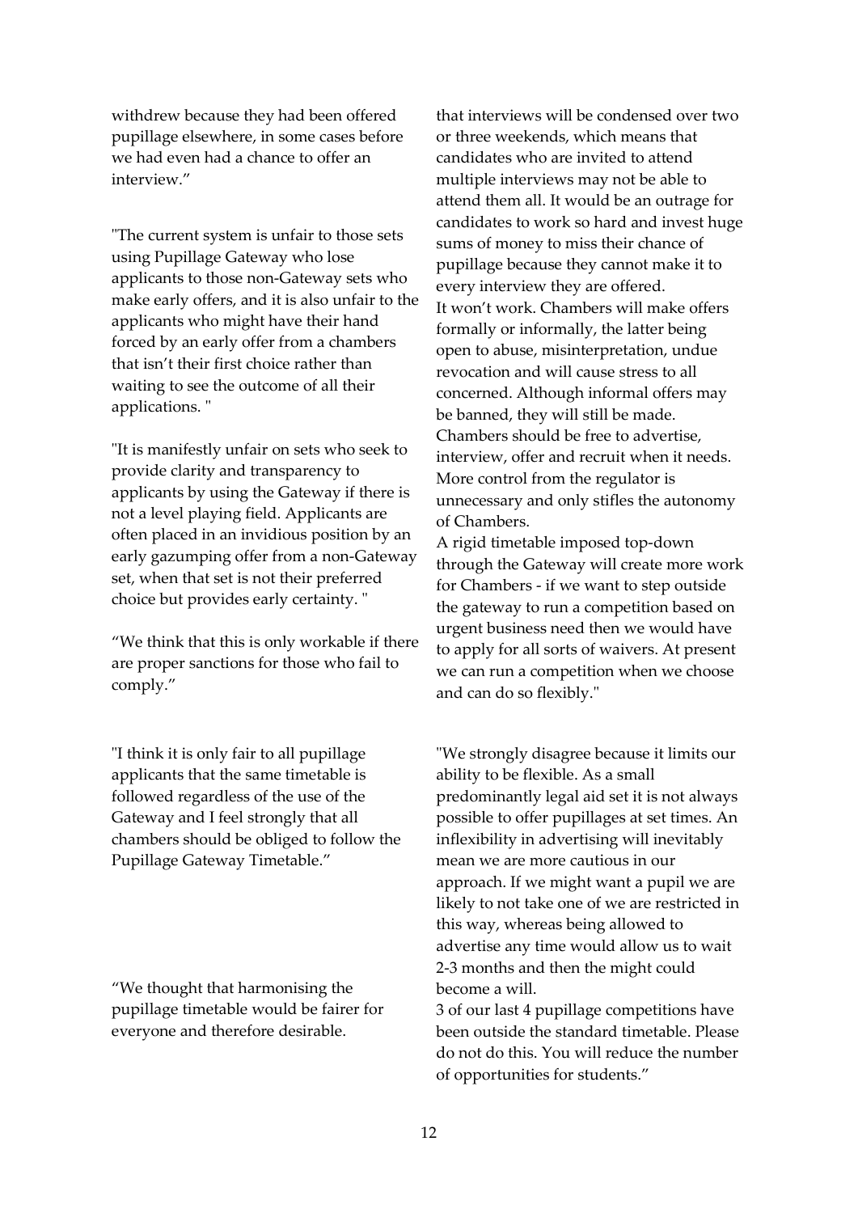withdrew because they had been offered pupillage elsewhere, in some cases before we had even had a chance to offer an interview."

"The current system is unfair to those sets using Pupillage Gateway who lose applicants to those non-Gateway sets who make early offers, and it is also unfair to the applicants who might have their hand forced by an early offer from a chambers that isn't their first choice rather than waiting to see the outcome of all their applications. "

"It is manifestly unfair on sets who seek to provide clarity and transparency to applicants by using the Gateway if there is not a level playing field. Applicants are often placed in an invidious position by an early gazumping offer from a non-Gateway set, when that set is not their preferred choice but provides early certainty. "

"We think that this is only workable if there are proper sanctions for those who fail to comply."

"I think it is only fair to all pupillage applicants that the same timetable is followed regardless of the use of the Gateway and I feel strongly that all chambers should be obliged to follow the Pupillage Gateway Timetable."

"We thought that harmonising the pupillage timetable would be fairer for everyone and therefore desirable.

that interviews will be condensed over two or three weekends, which means that candidates who are invited to attend multiple interviews may not be able to attend them all. It would be an outrage for candidates to work so hard and invest huge sums of money to miss their chance of pupillage because they cannot make it to every interview they are offered.
It won't work. Chambers will make offers formally or informally, the latter being open to abuse, misinterpretation, undue revocation and will cause stress to all concerned. Although informal offers may be banned, they will still be made. Chambers should be free to advertise, interview, offer and recruit when it needs. More control from the regulator is unnecessary and only stifles the autonomy of Chambers.
A rigid timetable imposed top-down through the Gateway will create more work for Chambers - if we want to step outside the gateway to run a competition based on urgent business need then we would have to apply for all sorts of waivers. At present we can run a competition when we choose and can do so flexibly."

"We strongly disagree because it limits our ability to be flexible. As a small predominantly legal aid set it is not always possible to offer pupillages at set times. An inflexibility in advertising will inevitably mean we are more cautious in our approach. If we might want a pupil we are likely to not take one of we are restricted in this way, whereas being allowed to advertise any time would allow us to wait 2-3 months and then the might could become a will.
3 of our last 4 pupillage competitions have been outside the standard timetable. Please do not do this. You will reduce the number of opportunities for students."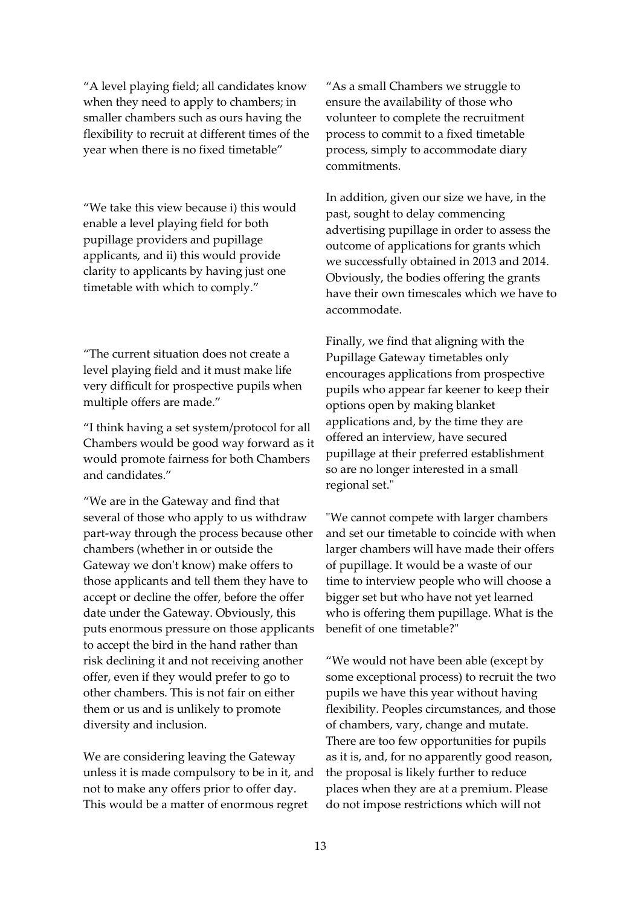"A level playing field; all candidates know when they need to apply to chambers; in smaller chambers such as ours having the flexibility to recruit at different times of the year when there is no fixed timetable"

"We take this view because i) this would enable a level playing field for both pupillage providers and pupillage applicants, and ii) this would provide clarity to applicants by having just one timetable with which to comply."

"The current situation does not create a level playing field and it must make life very difficult for prospective pupils when multiple offers are made."

"I think having a set system/protocol for all Chambers would be good way forward as it would promote fairness for both Chambers and candidates."

"We are in the Gateway and find that several of those who apply to us withdraw part-way through the process because other chambers (whether in or outside the Gateway we don't know) make offers to those applicants and tell them they have to accept or decline the offer, before the offer date under the Gateway. Obviously, this puts enormous pressure on those applicants to accept the bird in the hand rather than risk declining it and not receiving another offer, even if they would prefer to go to other chambers. This is not fair on either them or us and is unlikely to promote diversity and inclusion.

We are considering leaving the Gateway unless it is made compulsory to be in it, and not to make any offers prior to offer day. This would be a matter of enormous regret

"As a small Chambers we struggle to ensure the availability of those who volunteer to complete the recruitment process to commit to a fixed timetable process, simply to accommodate diary commitments.

In addition, given our size we have, in the past, sought to delay commencing advertising pupillage in order to assess the outcome of applications for grants which we successfully obtained in 2013 and 2014. Obviously, the bodies offering the grants have their own timescales which we have to accommodate.

Finally, we find that aligning with the Pupillage Gateway timetables only encourages applications from prospective pupils who appear far keener to keep their options open by making blanket applications and, by the time they are offered an interview, have secured pupillage at their preferred establishment so are no longer interested in a small regional set."

"We cannot compete with larger chambers and set our timetable to coincide with when larger chambers will have made their offers of pupillage. It would be a waste of our time to interview people who will choose a bigger set but who have not yet learned who is offering them pupillage. What is the benefit of one timetable?"

"We would not have been able (except by some exceptional process) to recruit the two pupils we have this year without having flexibility. Peoples circumstances, and those of chambers, vary, change and mutate. There are too few opportunities for pupils as it is, and, for no apparently good reason, the proposal is likely further to reduce places when they are at a premium. Please do not impose restrictions which will not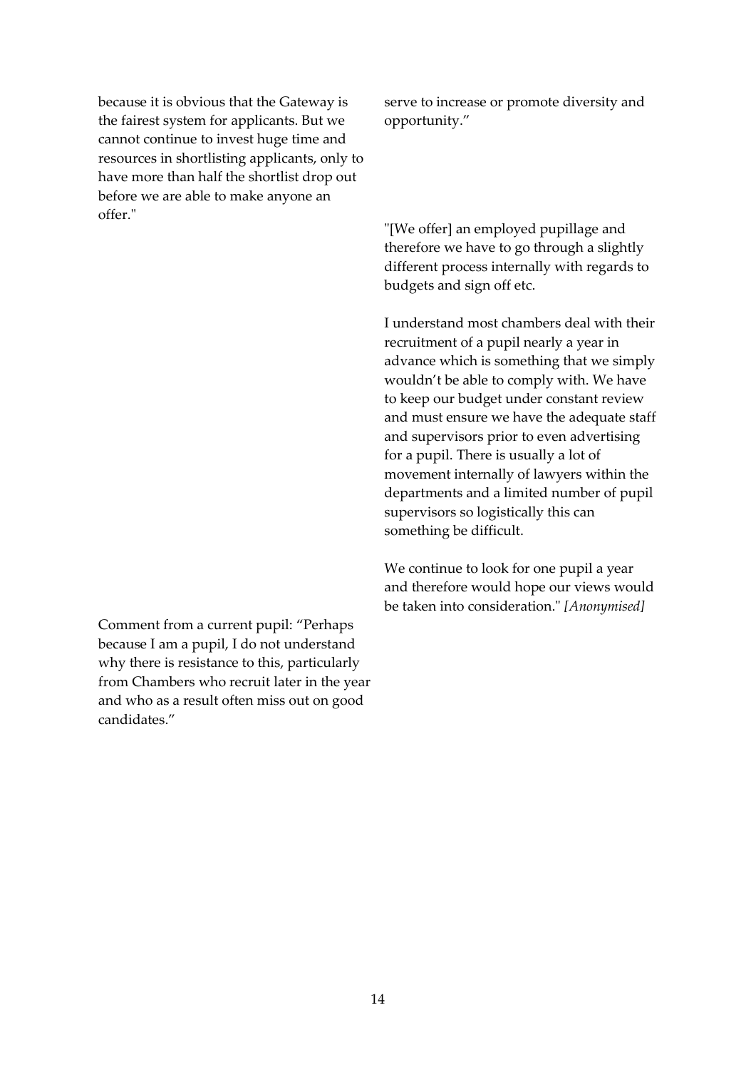because it is obvious that the Gateway is the fairest system for applicants. But we cannot continue to invest huge time and resources in shortlisting applicants, only to have more than half the shortlist drop out before we are able to make anyone an offer."

Comment from a current pupil: "Perhaps because I am a pupil, I do not understand why there is resistance to this, particularly from Chambers who recruit later in the year and who as a result often miss out on good candidates."

serve to increase or promote diversity and opportunity."

"[We offer] an employed pupillage and therefore we have to go through a slightly different process internally with regards to budgets and sign off etc.

I understand most chambers deal with their recruitment of a pupil nearly a year in advance which is something that we simply wouldn't be able to comply with. We have to keep our budget under constant review and must ensure we have the adequate staff and supervisors prior to even advertising for a pupil. There is usually a lot of movement internally of lawyers within the departments and a limited number of pupil supervisors so logistically this can something be difficult.

We continue to look for one pupil a year and therefore would hope our views would be taken into consideration." *[Anonymised]*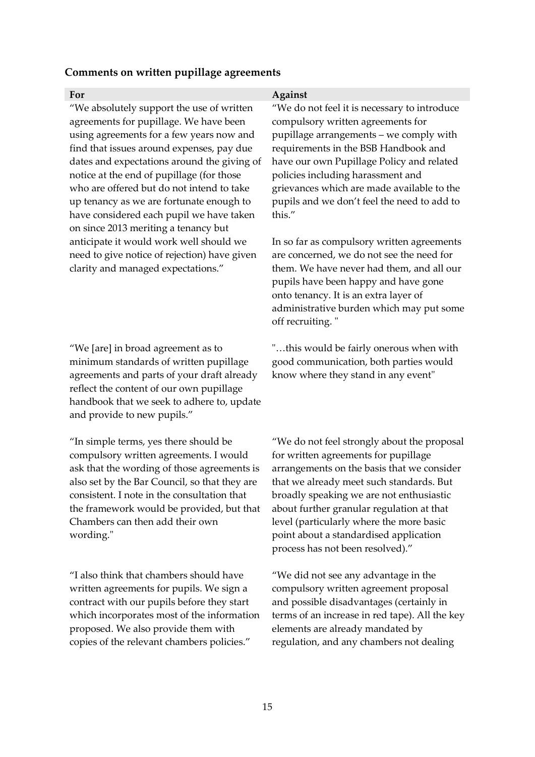### Comments on written pupillage agreements

| For | Against |
| --- | --- |
| "We absolutely support the use of written agreements for pupillage. We have been using agreements for a few years now and find that issues around expenses, pay due dates and expectations around the giving of notice at the end of pupillage (for those who are offered but do not intend to take up tenancy as we are fortunate enough to have considered each pupil we have taken on since 2013 meriting a tenancy but anticipate it would work well should we need to give notice of rejection) have given clarity and managed expectations." | "We do not feel it is necessary to introduce compulsory written agreements for pupillage arrangements – we comply with requirements in the BSB Handbook and have our own Pupillage Policy and related policies including harassment and grievances which are made available to the pupils and we don't feel the need to add to this."<br><br>In so far as compulsory written agreements are concerned, we do not see the need for them. We have never had them, and all our pupils have been happy and have gone onto tenancy. It is an extra layer of administrative burden which may put some off recruiting. " |
| "We [are] in broad agreement as to minimum standards of written pupillage agreements and parts of your draft already reflect the content of our own pupillage handbook that we seek to adhere to, update and provide to new pupils." | "…this would be fairly onerous when with good communication, both parties would know where they stand in any event" |
| "In simple terms, yes there should be compulsory written agreements. I would ask that the wording of those agreements is also set by the Bar Council, so that they are consistent. I note in the consultation that the framework would be provided, but that Chambers can then add their own wording." | "We do not feel strongly about the proposal for written agreements for pupillage arrangements on the basis that we consider that we already meet such standards. But broadly speaking we are not enthusiastic about further granular regulation at that level (particularly where the more basic point about a standardised application process has not been resolved)." |
| "I also think that chambers should have written agreements for pupils. We sign a contract with our pupils before they start which incorporates most of the information proposed. We also provide them with copies of the relevant chambers policies." | "We did not see any advantage in the compulsory written agreement proposal and possible disadvantages (certainly in terms of an increase in red tape). All the key elements are already mandated by regulation, and any chambers not dealing |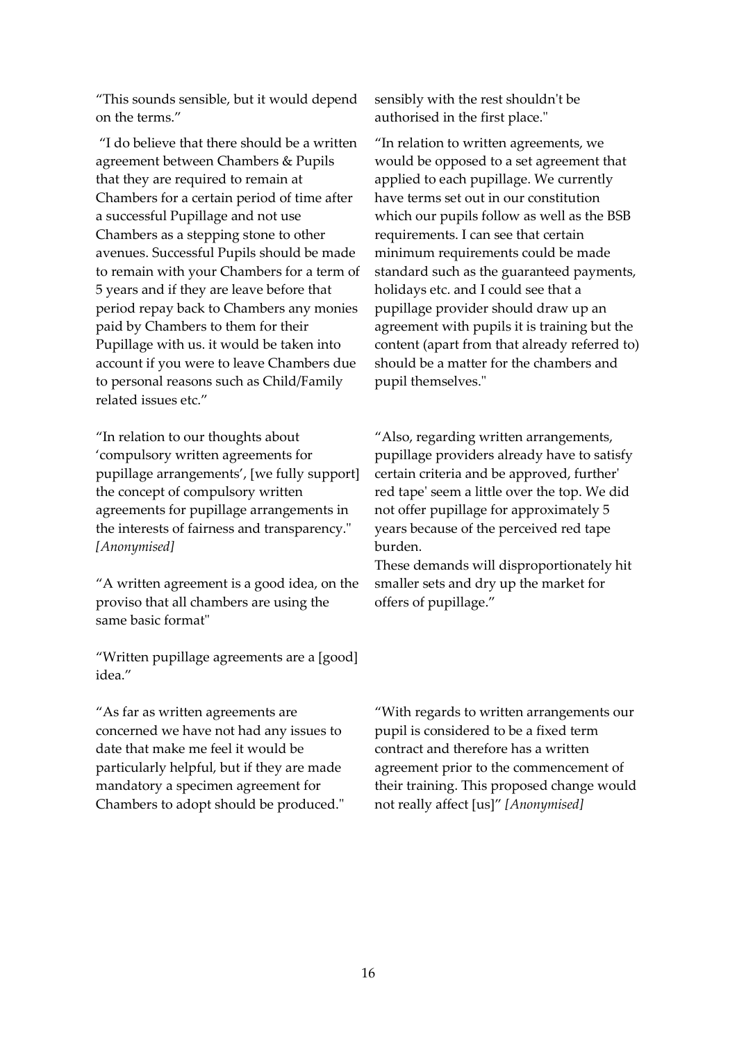"This sounds sensible, but it would depend on the terms."

"I do believe that there should be a written agreement between Chambers & Pupils that they are required to remain at Chambers for a certain period of time after a successful Pupillage and not use Chambers as a stepping stone to other avenues. Successful Pupils should be made to remain with your Chambers for a term of 5 years and if they are leave before that period repay back to Chambers any monies paid by Chambers to them for their Pupillage with us. it would be taken into account if you were to leave Chambers due to personal reasons such as Child/Family related issues etc."

"In relation to our thoughts about 'compulsory written agreements for pupillage arrangements', [we fully support] the concept of compulsory written agreements for pupillage arrangements in the interests of fairness and transparency." *[Anonymised]*

"A written agreement is a good idea, on the proviso that all chambers are using the same basic format"

"Written pupillage agreements are a [good] idea."

"As far as written agreements are concerned we have not had any issues to date that make me feel it would be particularly helpful, but if they are made mandatory a specimen agreement for Chambers to adopt should be produced."

sensibly with the rest shouldn't be authorised in the first place."

"In relation to written agreements, we would be opposed to a set agreement that applied to each pupillage. We currently have terms set out in our constitution which our pupils follow as well as the BSB requirements. I can see that certain minimum requirements could be made standard such as the guaranteed payments, holidays etc. and I could see that a pupillage provider should draw up an agreement with pupils it is training but the content (apart from that already referred to) should be a matter for the chambers and pupil themselves."

"Also, regarding written arrangements, pupillage providers already have to satisfy certain criteria and be approved, further' red tape' seem a little over the top. We did not offer pupillage for approximately 5 years because of the perceived red tape burden.
These demands will disproportionately hit smaller sets and dry up the market for offers of pupillage."

"With regards to written arrangements our pupil is considered to be a fixed term contract and therefore has a written agreement prior to the commencement of their training. This proposed change would not really affect [us]" *[Anonymised]*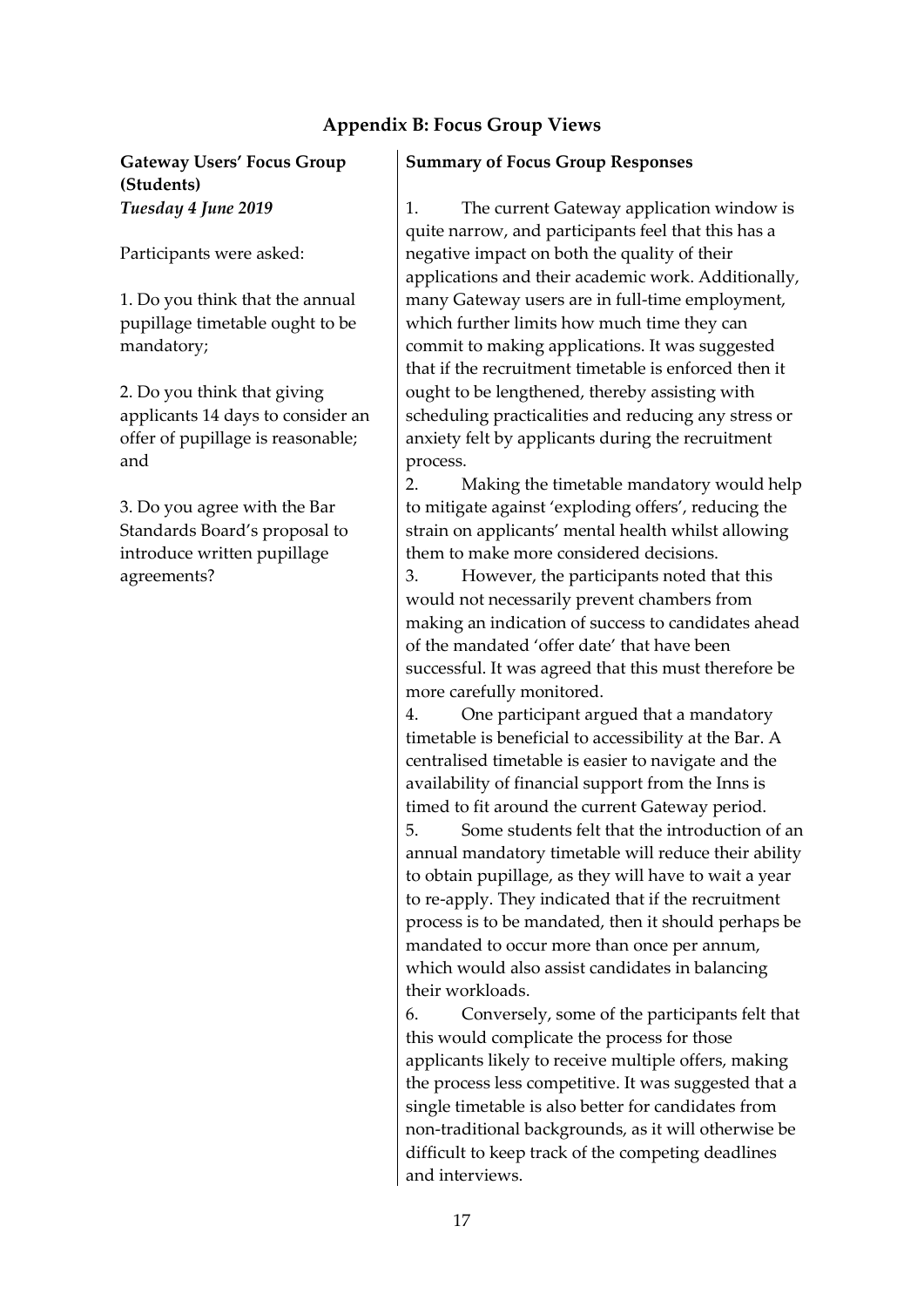## Appendix B: Focus Group Views

**Gateway Users' Focus Group (Students)**
***Tuesday 4 June 2019***

Participants were asked:

1. Do you think that the annual pupillage timetable ought to be mandatory;

2. Do you think that giving applicants 14 days to consider an offer of pupillage is reasonable; and

3. Do you agree with the Bar Standards Board's proposal to introduce written pupillage agreements?

**Summary of Focus Group Responses**

1. The current Gateway application window is quite narrow, and participants feel that this has a negative impact on both the quality of their applications and their academic work. Additionally, many Gateway users are in full-time employment, which further limits how much time they can commit to making applications. It was suggested that if the recruitment timetable is enforced then it ought to be lengthened, thereby assisting with scheduling practicalities and reducing any stress or anxiety felt by applicants during the recruitment process.
2. Making the timetable mandatory would help to mitigate against 'exploding offers', reducing the strain on applicants' mental health whilst allowing them to make more considered decisions.
3. However, the participants noted that this would not necessarily prevent chambers from making an indication of success to candidates ahead of the mandated 'offer date' that have been successful. It was agreed that this must therefore be more carefully monitored.
4. One participant argued that a mandatory timetable is beneficial to accessibility at the Bar. A centralised timetable is easier to navigate and the availability of financial support from the Inns is timed to fit around the current Gateway period.
5. Some students felt that the introduction of an annual mandatory timetable will reduce their ability to obtain pupillage, as they will have to wait a year to re-apply. They indicated that if the recruitment process is to be mandated, then it should perhaps be mandated to occur more than once per annum, which would also assist candidates in balancing their workloads.
6. Conversely, some of the participants felt that this would complicate the process for those applicants likely to receive multiple offers, making the process less competitive. It was suggested that a single timetable is also better for candidates from non-traditional backgrounds, as it will otherwise be difficult to keep track of the competing deadlines and interviews.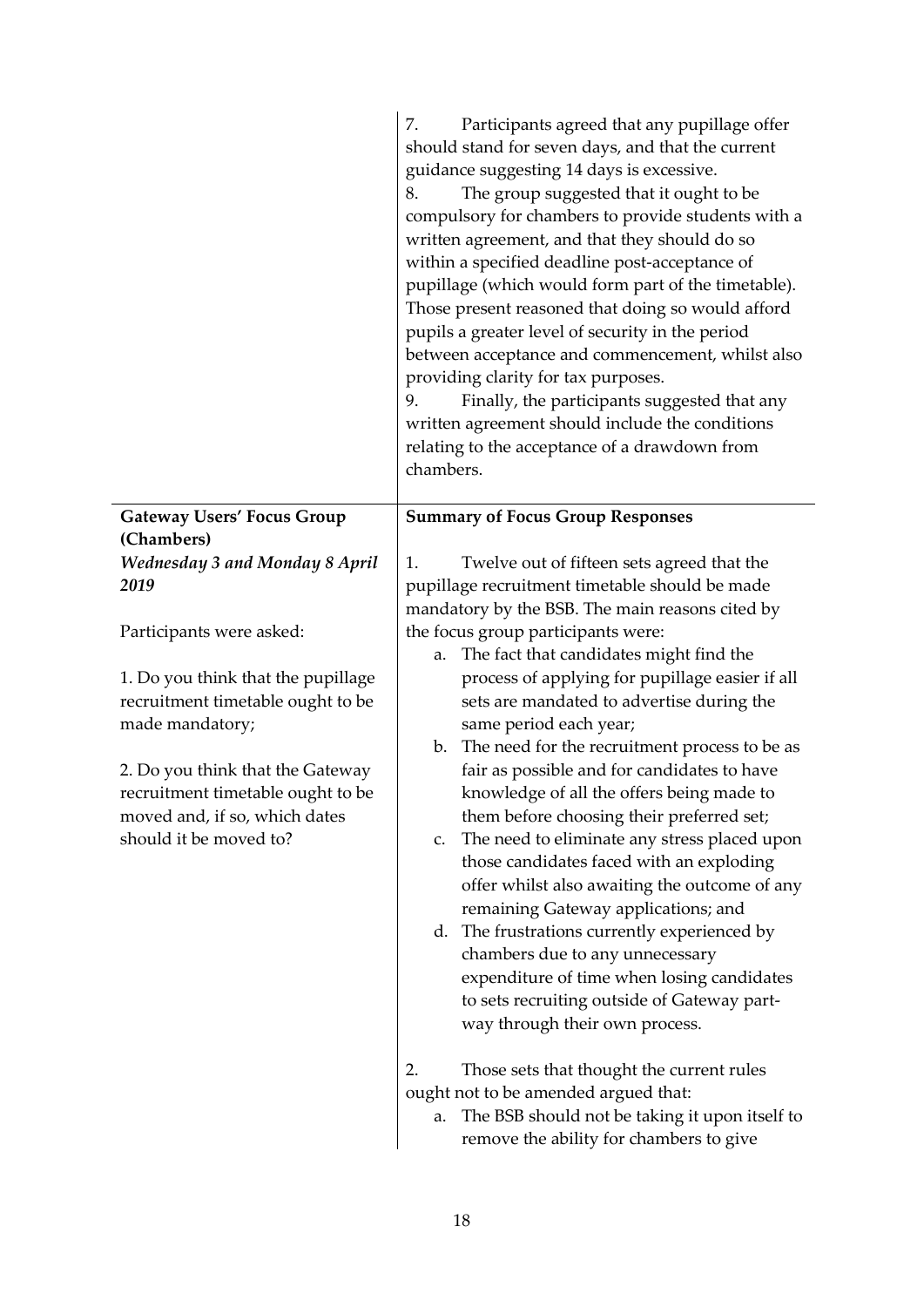| | |
|---|---|
| | 7. Participants agreed that any pupillage offer should stand for seven days, and that the current guidance suggesting 14 days is excessive.<br>8. The group suggested that it ought to be compulsory for chambers to provide students with a written agreement, and that they should do so within a specified deadline post-acceptance of pupillage (which would form part of the timetable). Those present reasoned that doing so would afford pupils a greater level of security in the period between acceptance and commencement, whilst also providing clarity for tax purposes.<br>9. Finally, the participants suggested that any written agreement should include the conditions relating to the acceptance of a drawdown from chambers. |
| **Gateway Users' Focus Group (Chambers)**<br>***Wednesday 3 and Monday 8 April 2019***<br><br>Participants were asked:<br><br>1. Do you think that the pupillage recruitment timetable ought to be made mandatory;<br><br>2. Do you think that the Gateway recruitment timetable ought to be moved and, if so, which dates should it be moved to? | **Summary of Focus Group Responses**<br><br>1. Twelve out of fifteen sets agreed that the pupillage recruitment timetable should be made mandatory by the BSB. The main reasons cited by the focus group participants were:<br>a. The fact that candidates might find the process of applying for pupillage easier if all sets are mandated to advertise during the same period each year;<br>b. The need for the recruitment process to be as fair as possible and for candidates to have knowledge of all the offers being made to them before choosing their preferred set;<br>c. The need to eliminate any stress placed upon those candidates faced with an exploding offer whilst also awaiting the outcome of any remaining Gateway applications; and<br>d. The frustrations currently experienced by chambers due to any unnecessary expenditure of time when losing candidates to sets recruiting outside of Gateway part-way through their own process.<br><br>2. Those sets that thought the current rules ought not to be amended argued that:<br>a. The BSB should not be taking it upon itself to remove the ability for chambers to give |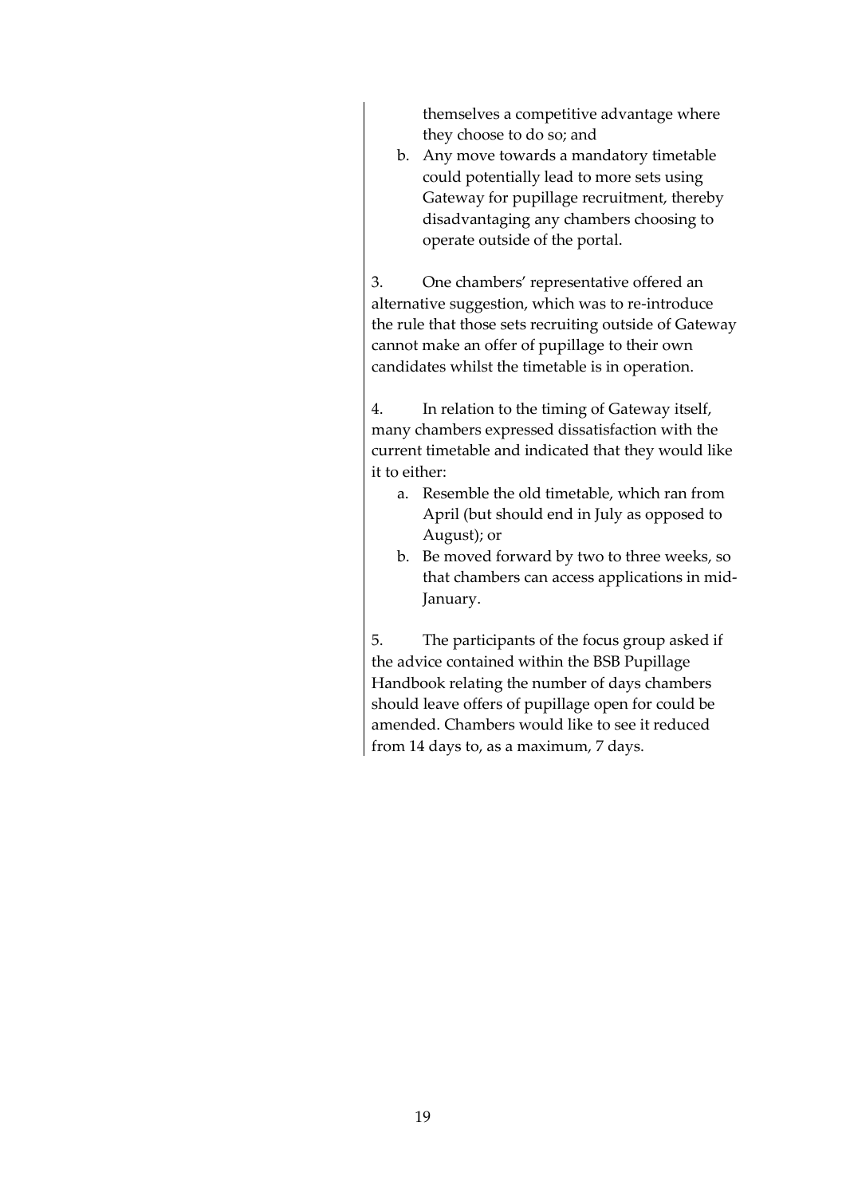themselves a competitive advantage where they choose to do so; and

b. Any move towards a mandatory timetable could potentially lead to more sets using Gateway for pupillage recruitment, thereby disadvantaging any chambers choosing to operate outside of the portal.

3. One chambers' representative offered an alternative suggestion, which was to re-introduce the rule that those sets recruiting outside of Gateway cannot make an offer of pupillage to their own candidates whilst the timetable is in operation.

4. In relation to the timing of Gateway itself, many chambers expressed dissatisfaction with the current timetable and indicated that they would like it to either:

   a. Resemble the old timetable, which ran from April (but should end in July as opposed to August); or
   b. Be moved forward by two to three weeks, so that chambers can access applications in mid-January.

5. The participants of the focus group asked if the advice contained within the BSB Pupillage Handbook relating the number of days chambers should leave offers of pupillage open for could be amended. Chambers would like to see it reduced from 14 days to, as a maximum, 7 days.